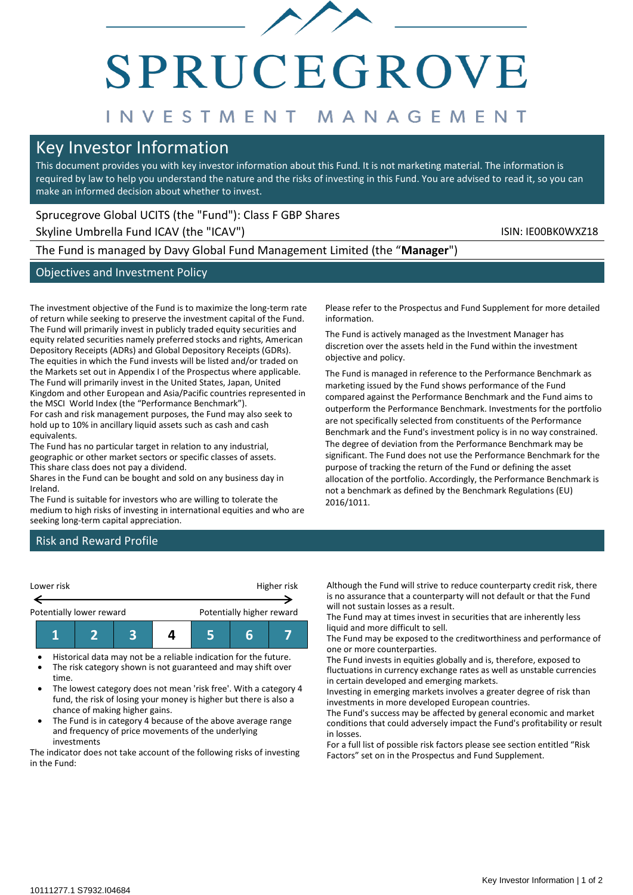# SPRUCEGROVE

INVESTMENT MANAGEMENT

## Key Investor Information

This document provides you with key investor information about this Fund. It is not marketing material. The information is required by law to help you understand the nature and the risks of investing in this Fund. You are advised to read it, so you can make an informed decision about whether to invest.

Sprucegrove Global UCITS (the "Fund"): Class F GBP Shares

Skyline Umbrella Fund ICAV (the "ICAV")

ISIN: IE00BK0WXZ18

The Fund is managed by Davy Global Fund Management Limited (the "**Manager**")

## Objectives and Investment Policy

The investment objective of the Fund is to maximize the long-term rate of return while seeking to preserve the investment capital of the Fund.

The Fund will primarily invest in publicly traded equity securities and equity related securities namely preferred stocks and rights, American Depository Receipts (ADRs) and Global Depository Receipts (GDRs).

The equities in which the Fund invests will be listed and/or traded on the Markets set out in Appendix I of the Prospectus where applicable.

The Fund will primarily invest in the United States, Japan, United Kingdom and other European and Asia/Pacific countries represented in the MSCI World Index (the "Performance Benchmark").

For cash and risk management purposes, the Fund may also seek to hold up to 10% in ancillary liquid assets such as cash and cash equivalents.

The Fund has no particular target in relation to any industrial, geographic or other market sectors or specific classes of assets.

This share class does not pay a dividend.

Shares in the Fund can be bought and sold on any business day in Ireland.

The Fund is suitable for investors who are willing to tolerate the medium to high risks of investing in international equities and who are seeking long-term capital appreciation.

Please refer to the Prospectus and Fund Supplement for more detailed information.

The Fund is actively managed as the Investment Manager has discretion over the assets held in the Fund within the investment objective and policy.

The Fund is managed in reference to the Performance Benchmark as marketing issued by the Fund shows performance of the Fund compared against the Performance Benchmark and the Fund aims to outperform the Performance Benchmark. Investments for the portfolio are not specifically selected from constituents of the Performance Benchmark and the Fund's investment policy is in no way constrained. The degree of deviation from the Performance Benchmark may be significant. The Fund does not use the Performance Benchmark for the purpose of tracking the return of the Fund or defining the asset allocation of the portfolio. Accordingly, the Performance Benchmark is not a benchmark as defined by the Benchmark Regulations (EU) 2016/1011.

## Risk and Reward Profile

Lower risk ← → Higher risk

Potentially lower reward — Potentially higher reward

| 1 | 2 | 3 | **4** | 5 | 6 | 7 |
|---|---|---|---|---|---|---|

- Historical data may not be a reliable indication for the future.
- The risk category shown is not guaranteed and may shift over time.
- The lowest category does not mean 'risk free'. With a category 4 fund, the risk of losing your money is higher but there is also a chance of making higher gains.
- The Fund is in category 4 because of the above average range and frequency of price movements of the underlying investments

The indicator does not take account of the following risks of investing in the Fund:

Although the Fund will strive to reduce counterparty credit risk, there is no assurance that a counterparty will not default or that the Fund will not sustain losses as a result.

The Fund may at times invest in securities that are inherently less liquid and more difficult to sell.

The Fund may be exposed to the creditworthiness and performance of one or more counterparties.

The Fund invests in equities globally and is, therefore, exposed to fluctuations in currency exchange rates as well as unstable currencies in certain developed and emerging markets.

Investing in emerging markets involves a greater degree of risk than investments in more developed European countries.

The Fund's success may be affected by general economic and market conditions that could adversely impact the Fund's profitability or result in losses.

For a full list of possible risk factors please see section entitled "Risk Factors" set on in the Prospectus and Fund Supplement.

10111277.1 S7932.I04684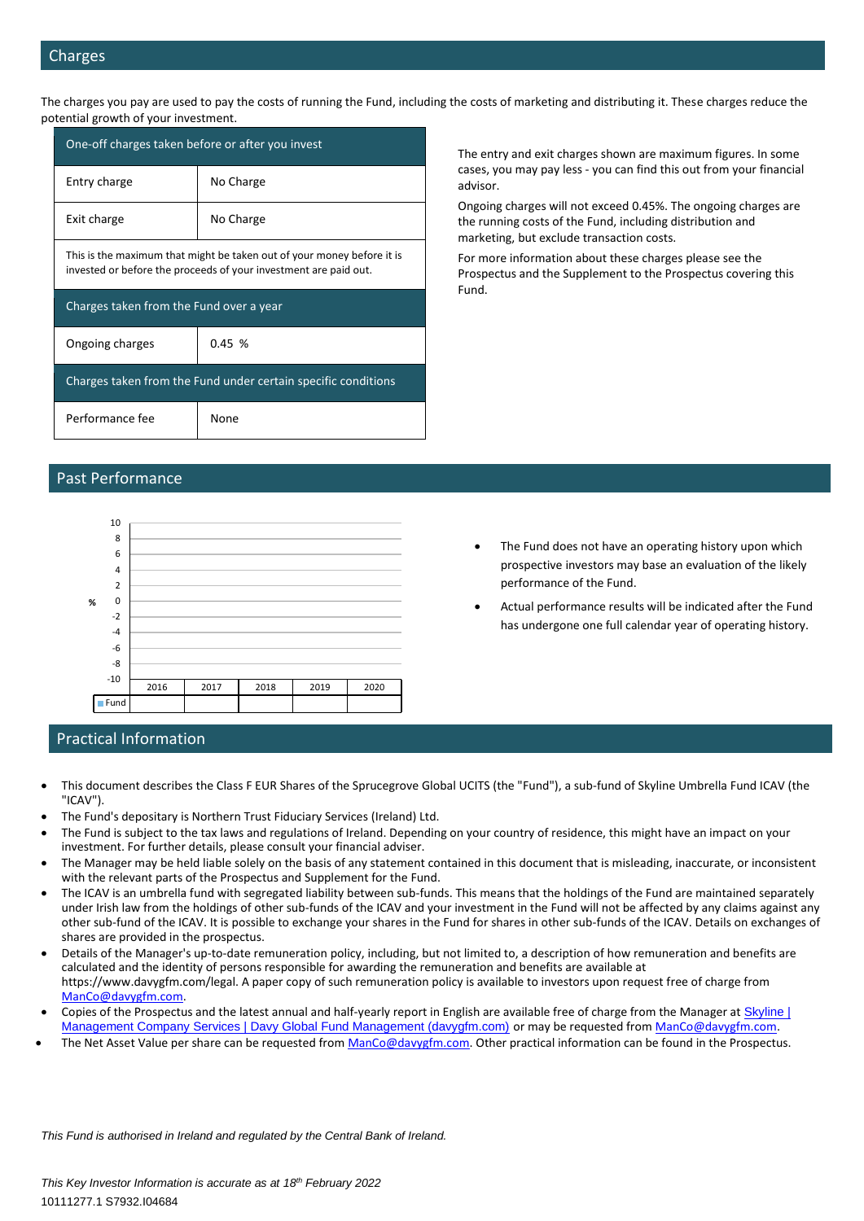## Charges

The charges you pay are used to pay the costs of running the Fund, including the costs of marketing and distributing it. These charges reduce the potential growth of your investment.

| One-off charges taken before or after you invest | |
|---|---|
| Entry charge | No Charge |
| Exit charge | No Charge |
| This is the maximum that might be taken out of your money before it is invested or before the proceeds of your investment are paid out. | |
| **Charges taken from the Fund over a year** | |
| Ongoing charges | 0.45 % |
| **Charges taken from the Fund under certain specific conditions** | |
| Performance fee | None |

The entry and exit charges shown are maximum figures. In some cases, you may pay less - you can find this out from your financial advisor.

Ongoing charges will not exceed 0.45%. The ongoing charges are the running costs of the Fund, including distribution and marketing, but exclude transaction costs.

For more information about these charges please see the Prospectus and the Supplement to the Prospectus covering this Fund.

## Past Performance

10
8
6
4
2
%
0
-2
-4
-6
-8
-10
2016 2017 2018 2019 2020
Fund

- The Fund does not have an operating history upon which prospective investors may base an evaluation of the likely performance of the Fund.
- Actual performance results will be indicated after the Fund has undergone one full calendar year of operating history.

## Practical Information

- This document describes the Class F EUR Shares of the Sprucegrove Global UCITS (the "Fund"), a sub-fund of Skyline Umbrella Fund ICAV (the "ICAV").
- The Fund's depositary is Northern Trust Fiduciary Services (Ireland) Ltd.
- The Fund is subject to the tax laws and regulations of Ireland. Depending on your country of residence, this might have an impact on your investment. For further details, please consult your financial adviser.
- The Manager may be held liable solely on the basis of any statement contained in this document that is misleading, inaccurate, or inconsistent with the relevant parts of the Prospectus and Supplement for the Fund.
- The ICAV is an umbrella fund with segregated liability between sub-funds. This means that the holdings of the Fund are maintained separately under Irish law from the holdings of other sub-funds of the ICAV and your investment in the Fund will not be affected by any claims against any other sub-fund of the ICAV. It is possible to exchange your shares in the Fund for shares in other sub-funds of the ICAV. Details on exchanges of shares are provided in the prospectus.
- Details of the Manager's up-to-date remuneration policy, including, but not limited to, a description of how remuneration and benefits are calculated and the identity of persons responsible for awarding the remuneration and benefits are available at https://www.davygfm.com/legal. A paper copy of such remuneration policy is available to investors upon request free of charge from ManCo@davygfm.com.
- Copies of the Prospectus and the latest annual and half-yearly report in English are available free of charge from the Manager at Skyline | Management Company Services | Davy Global Fund Management (davygfm.com) or may be requested from ManCo@davygfm.com.
- The Net Asset Value per share can be requested from ManCo@davygfm.com. Other practical information can be found in the Prospectus.

*This Fund is authorised in Ireland and regulated by the Central Bank of Ireland.*

*This Key Investor Information is accurate as at 18th February 2022*

10111277.1 S7932.I04684